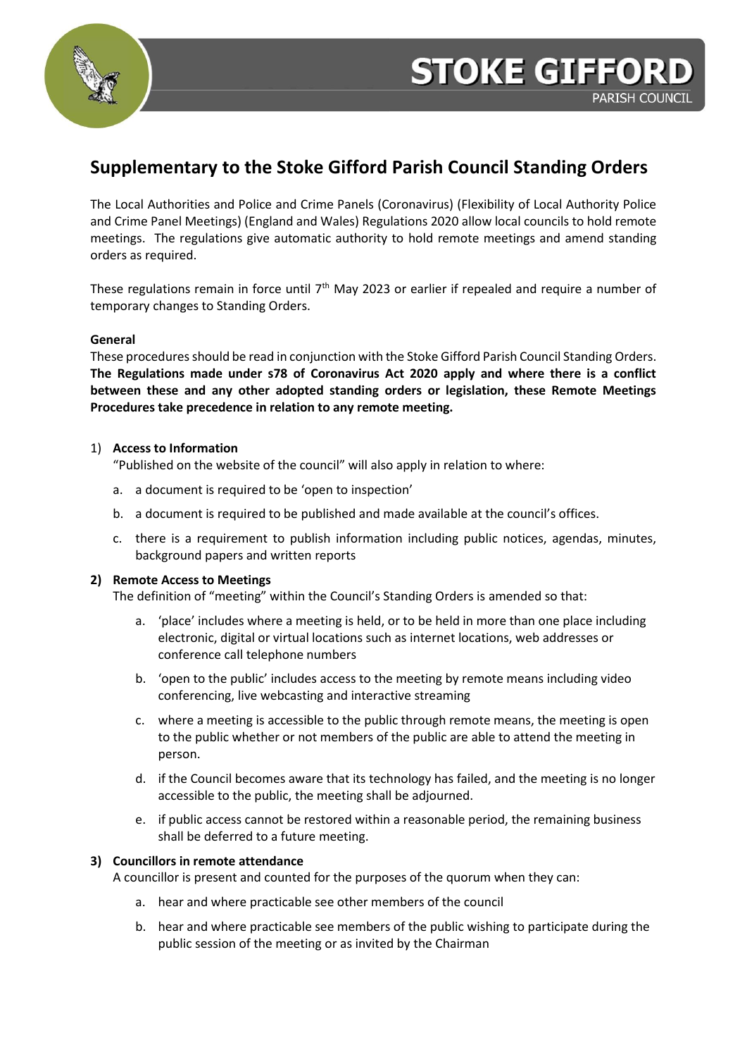# Supplementary to the Stoke Gifford Parish Council Standing Orders

The Local Authorities and Police and Crime Panels (Coronavirus) (Flexibility of Local Authority Police and Crime Panel Meetings) (England and Wales) Regulations 2020 allow local councils to hold remote meetings. The regulations give automatic authority to hold remote meetings and amend standing orders as required.

These regulations remain in force until 7th May 2023 or earlier if repealed and require a number of temporary changes to Standing Orders.

**General**

These procedures should be read in conjunction with the Stoke Gifford Parish Council Standing Orders. **The Regulations made under s78 of Coronavirus Act 2020 apply and where there is a conflict between these and any other adopted standing orders or legislation, these Remote Meetings Procedures take precedence in relation to any remote meeting.**

1) **Access to Information**

   "Published on the website of the council" will also apply in relation to where:

   a. a document is required to be 'open to inspection'

   b. a document is required to be published and made available at the council's offices.

   c. there is a requirement to publish information including public notices, agendas, minutes, background papers and written reports

2) **Remote Access to Meetings**

   The definition of "meeting" within the Council's Standing Orders is amended so that:

   a. 'place' includes where a meeting is held, or to be held in more than one place including electronic, digital or virtual locations such as internet locations, web addresses or conference call telephone numbers

   b. 'open to the public' includes access to the meeting by remote means including video conferencing, live webcasting and interactive streaming

   c. where a meeting is accessible to the public through remote means, the meeting is open to the public whether or not members of the public are able to attend the meeting in person.

   d. if the Council becomes aware that its technology has failed, and the meeting is no longer accessible to the public, the meeting shall be adjourned.

   e. if public access cannot be restored within a reasonable period, the remaining business shall be deferred to a future meeting.

3) **Councillors in remote attendance**

   A councillor is present and counted for the purposes of the quorum when they can:

   a. hear and where practicable see other members of the council

   b. hear and where practicable see members of the public wishing to participate during the public session of the meeting or as invited by the Chairman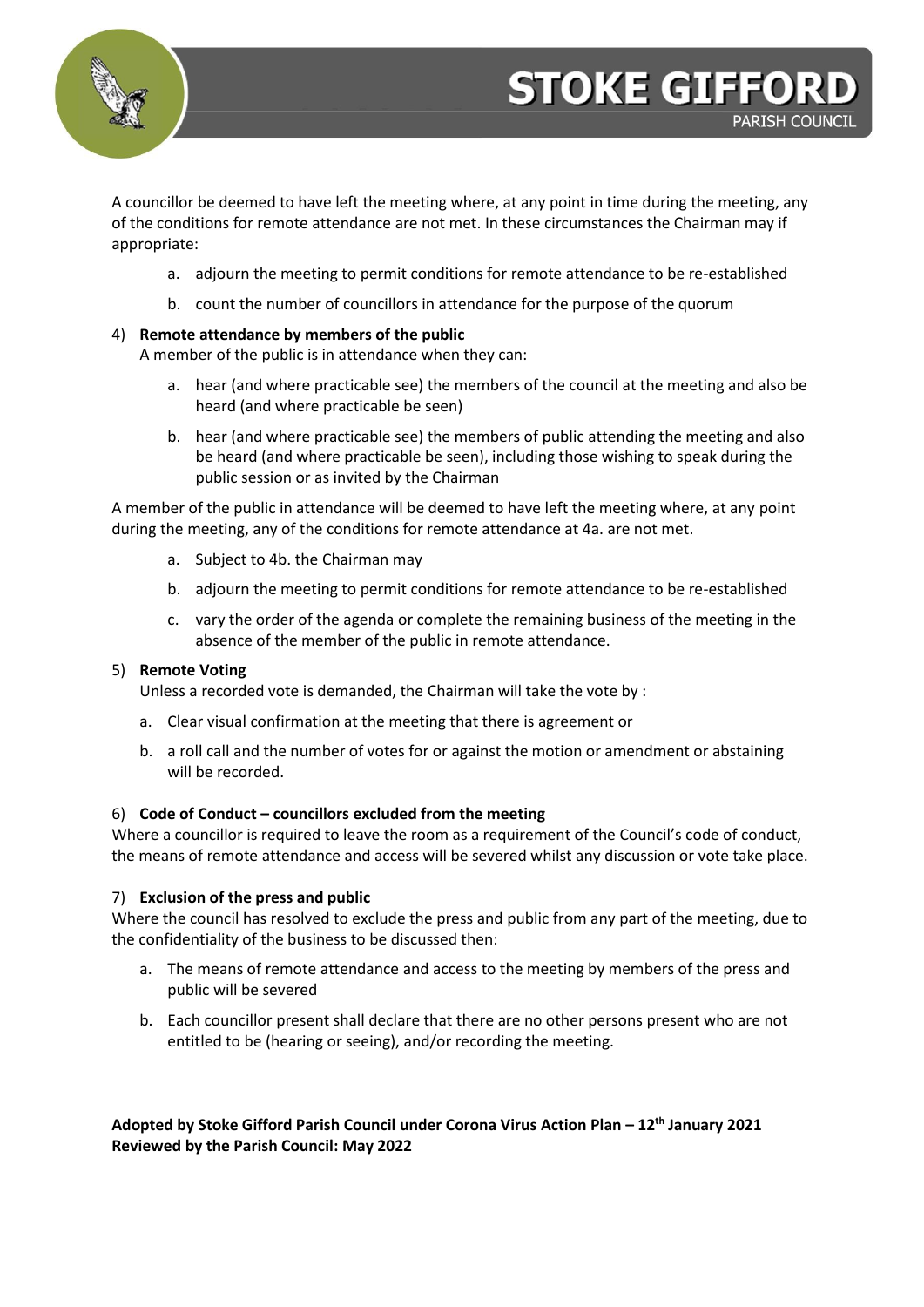A councillor be deemed to have left the meeting where, at any point in time during the meeting, any of the conditions for remote attendance are not met. In these circumstances the Chairman may if appropriate:

a. adjourn the meeting to permit conditions for remote attendance to be re-established

b. count the number of councillors in attendance for the purpose of the quorum

4) **Remote attendance by members of the public**

A member of the public is in attendance when they can:

a. hear (and where practicable see) the members of the council at the meeting and also be heard (and where practicable be seen)

b. hear (and where practicable see) the members of public attending the meeting and also be heard (and where practicable be seen), including those wishing to speak during the public session or as invited by the Chairman

A member of the public in attendance will be deemed to have left the meeting where, at any point during the meeting, any of the conditions for remote attendance at 4a. are not met.

a. Subject to 4b. the Chairman may

b. adjourn the meeting to permit conditions for remote attendance to be re-established

c. vary the order of the agenda or complete the remaining business of the meeting in the absence of the member of the public in remote attendance.

5) **Remote Voting**

Unless a recorded vote is demanded, the Chairman will take the vote by :

a. Clear visual confirmation at the meeting that there is agreement or

b. a roll call and the number of votes for or against the motion or amendment or abstaining will be recorded.

6) **Code of Conduct – councillors excluded from the meeting**

Where a councillor is required to leave the room as a requirement of the Council's code of conduct, the means of remote attendance and access will be severed whilst any discussion or vote take place.

7) **Exclusion of the press and public**

Where the council has resolved to exclude the press and public from any part of the meeting, due to the confidentiality of the business to be discussed then:

a. The means of remote attendance and access to the meeting by members of the press and public will be severed

b. Each councillor present shall declare that there are no other persons present who are not entitled to be (hearing or seeing), and/or recording the meeting.

**Adopted by Stoke Gifford Parish Council under Corona Virus Action Plan – 12th January 2021**
**Reviewed by the Parish Council: May 2022**